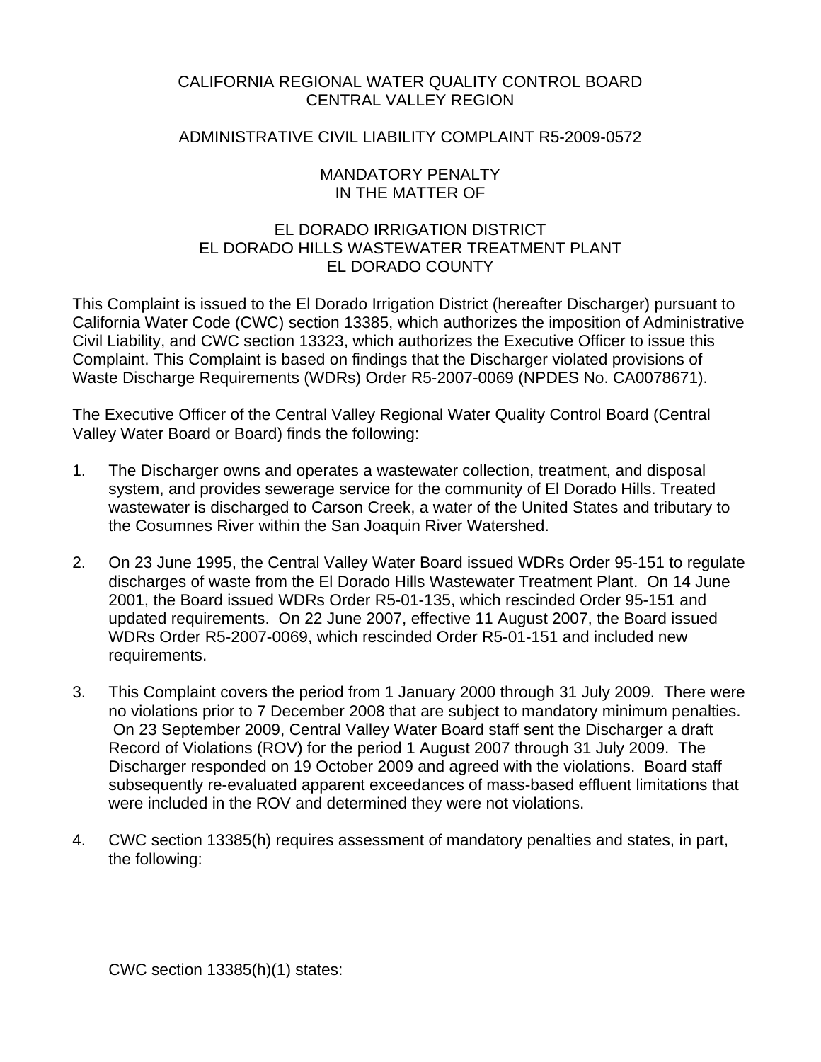CALIFORNIA REGIONAL WATER QUALITY CONTROL BOARD
CENTRAL VALLEY REGION

ADMINISTRATIVE CIVIL LIABILITY COMPLAINT R5-2009-0572

MANDATORY PENALTY
IN THE MATTER OF

EL DORADO IRRIGATION DISTRICT
EL DORADO HILLS WASTEWATER TREATMENT PLANT
EL DORADO COUNTY

This Complaint is issued to the El Dorado Irrigation District (hereafter Discharger) pursuant to California Water Code (CWC) section 13385, which authorizes the imposition of Administrative Civil Liability, and CWC section 13323, which authorizes the Executive Officer to issue this Complaint. This Complaint is based on findings that the Discharger violated provisions of Waste Discharge Requirements (WDRs) Order R5-2007-0069 (NPDES No. CA0078671).

The Executive Officer of the Central Valley Regional Water Quality Control Board (Central Valley Water Board or Board) finds the following:

1. The Discharger owns and operates a wastewater collection, treatment, and disposal system, and provides sewerage service for the community of El Dorado Hills. Treated wastewater is discharged to Carson Creek, a water of the United States and tributary to the Cosumnes River within the San Joaquin River Watershed.

2. On 23 June 1995, the Central Valley Water Board issued WDRs Order 95-151 to regulate discharges of waste from the El Dorado Hills Wastewater Treatment Plant. On 14 June 2001, the Board issued WDRs Order R5-01-135, which rescinded Order 95-151 and updated requirements. On 22 June 2007, effective 11 August 2007, the Board issued WDRs Order R5-2007-0069, which rescinded Order R5-01-151 and included new requirements.

3. This Complaint covers the period from 1 January 2000 through 31 July 2009. There were no violations prior to 7 December 2008 that are subject to mandatory minimum penalties. On 23 September 2009, Central Valley Water Board staff sent the Discharger a draft Record of Violations (ROV) for the period 1 August 2007 through 31 July 2009. The Discharger responded on 19 October 2009 and agreed with the violations. Board staff subsequently re-evaluated apparent exceedances of mass-based effluent limitations that were included in the ROV and determined they were not violations.

4. CWC section 13385(h) requires assessment of mandatory penalties and states, in part, the following:

CWC section 13385(h)(1) states: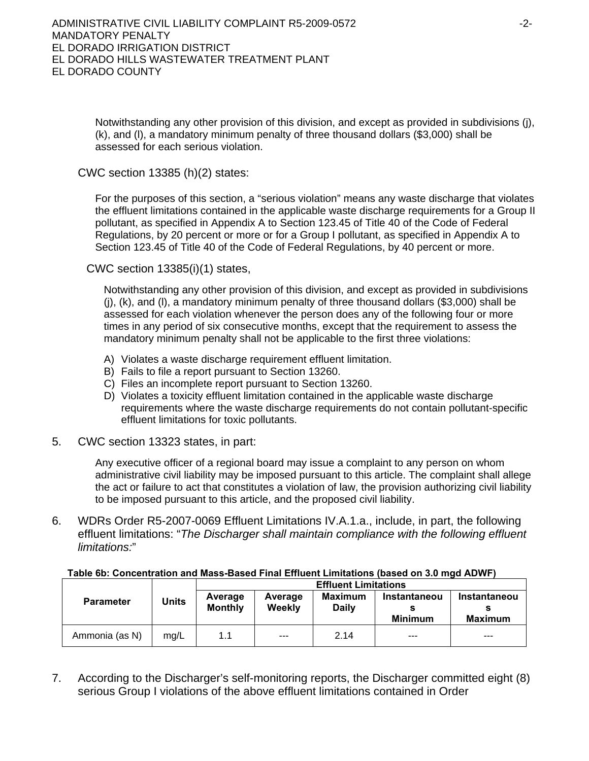> Notwithstanding any other provision of this division, and except as provided in subdivisions (j), (k), and (l), a mandatory minimum penalty of three thousand dollars ($3,000) shall be assessed for each serious violation.

CWC section 13385 (h)(2) states:

> For the purposes of this section, a "serious violation" means any waste discharge that violates the effluent limitations contained in the applicable waste discharge requirements for a Group II pollutant, as specified in Appendix A to Section 123.45 of Title 40 of the Code of Federal Regulations, by 20 percent or more or for a Group I pollutant, as specified in Appendix A to Section 123.45 of Title 40 of the Code of Federal Regulations, by 40 percent or more.

CWC section 13385(i)(1) states,

> Notwithstanding any other provision of this division, and except as provided in subdivisions (j), (k), and (l), a mandatory minimum penalty of three thousand dollars ($3,000) shall be assessed for each violation whenever the person does any of the following four or more times in any period of six consecutive months, except that the requirement to assess the mandatory minimum penalty shall not be applicable to the first three violations:
>
> A) Violates a waste discharge requirement effluent limitation.
> B) Fails to file a report pursuant to Section 13260.
> C) Files an incomplete report pursuant to Section 13260.
> D) Violates a toxicity effluent limitation contained in the applicable waste discharge requirements where the waste discharge requirements do not contain pollutant-specific effluent limitations for toxic pollutants.

5. CWC section 13323 states, in part:

> Any executive officer of a regional board may issue a complaint to any person on whom administrative civil liability may be imposed pursuant to this article. The complaint shall allege the act or failure to act that constitutes a violation of law, the provision authorizing civil liability to be imposed pursuant to this article, and the proposed civil liability.

6. WDRs Order R5-2007-0069 Effluent Limitations IV.A.1.a., include, in part, the following effluent limitations: "*The Discharger shall maintain compliance with the following effluent limitations:*"

**Table 6b: Concentration and Mass-Based Final Effluent Limitations (based on 3.0 mgd ADWF)**

| Parameter | Units | Effluent Limitations | | | | |
|---|---|---|---|---|---|---|
| | | Average Monthly | Average Weekly | Maximum Daily | Instantaneous Minimum | Instantaneous Maximum |
| Ammonia (as N) | mg/L | 1.1 | --- | 2.14 | --- | --- |

7. According to the Discharger's self-monitoring reports, the Discharger committed eight (8) serious Group I violations of the above effluent limitations contained in Order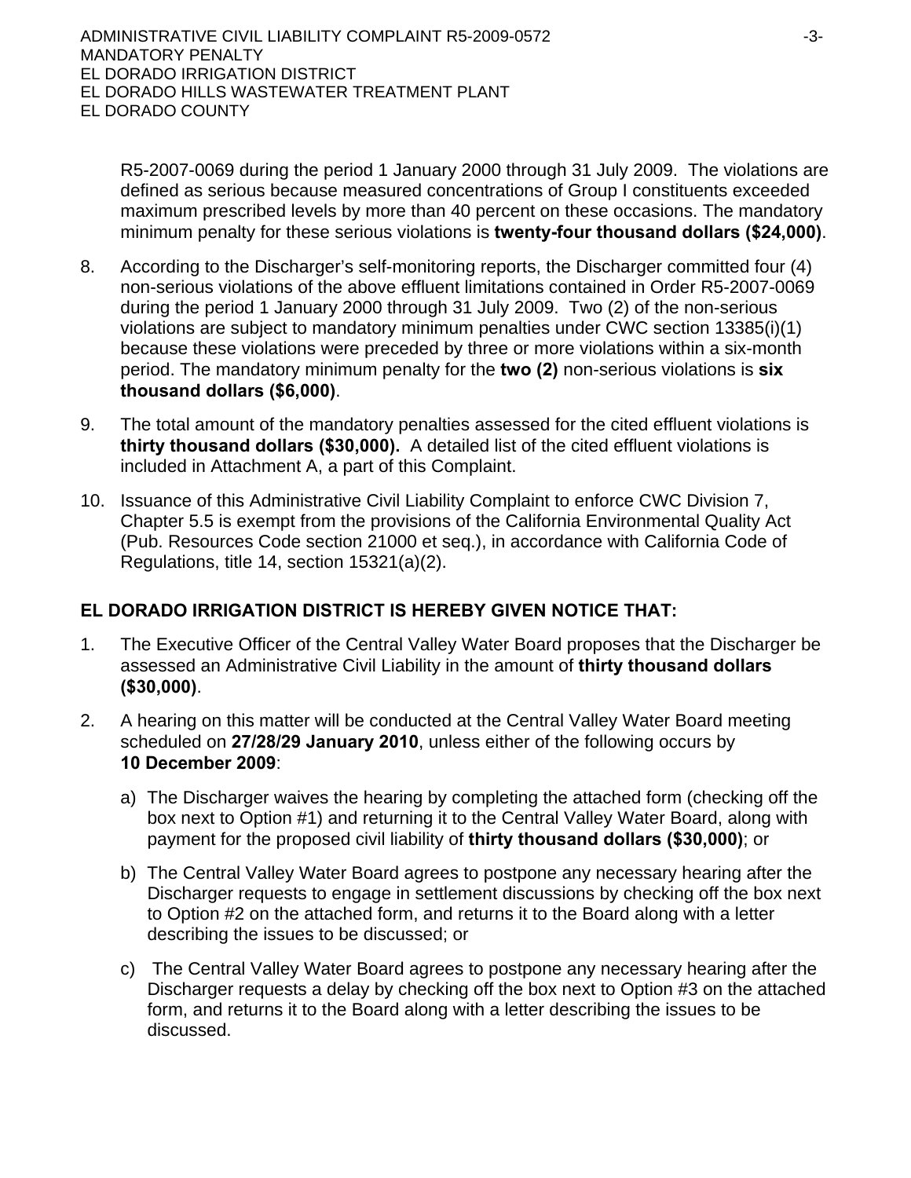R5-2007-0069 during the period 1 January 2000 through 31 July 2009. The violations are defined as serious because measured concentrations of Group I constituents exceeded maximum prescribed levels by more than 40 percent on these occasions. The mandatory minimum penalty for these serious violations is **twenty-four thousand dollars ($24,000)**.

8. According to the Discharger's self-monitoring reports, the Discharger committed four (4) non-serious violations of the above effluent limitations contained in Order R5-2007-0069 during the period 1 January 2000 through 31 July 2009. Two (2) of the non-serious violations are subject to mandatory minimum penalties under CWC section 13385(i)(1) because these violations were preceded by three or more violations within a six-month period. The mandatory minimum penalty for the **two (2)** non-serious violations is **six thousand dollars ($6,000)**.

9. The total amount of the mandatory penalties assessed for the cited effluent violations is **thirty thousand dollars ($30,000).** A detailed list of the cited effluent violations is included in Attachment A, a part of this Complaint.

10. Issuance of this Administrative Civil Liability Complaint to enforce CWC Division 7, Chapter 5.5 is exempt from the provisions of the California Environmental Quality Act (Pub. Resources Code section 21000 et seq.), in accordance with California Code of Regulations, title 14, section 15321(a)(2).

## EL DORADO IRRIGATION DISTRICT IS HEREBY GIVEN NOTICE THAT:

1. The Executive Officer of the Central Valley Water Board proposes that the Discharger be assessed an Administrative Civil Liability in the amount of **thirty thousand dollars ($30,000)**.

2. A hearing on this matter will be conducted at the Central Valley Water Board meeting scheduled on **27/28/29 January 2010**, unless either of the following occurs by **10 December 2009**:

   a) The Discharger waives the hearing by completing the attached form (checking off the box next to Option #1) and returning it to the Central Valley Water Board, along with payment for the proposed civil liability of **thirty thousand dollars ($30,000)**; or

   b) The Central Valley Water Board agrees to postpone any necessary hearing after the Discharger requests to engage in settlement discussions by checking off the box next to Option #2 on the attached form, and returns it to the Board along with a letter describing the issues to be discussed; or

   c) The Central Valley Water Board agrees to postpone any necessary hearing after the Discharger requests a delay by checking off the box next to Option #3 on the attached form, and returns it to the Board along with a letter describing the issues to be discussed.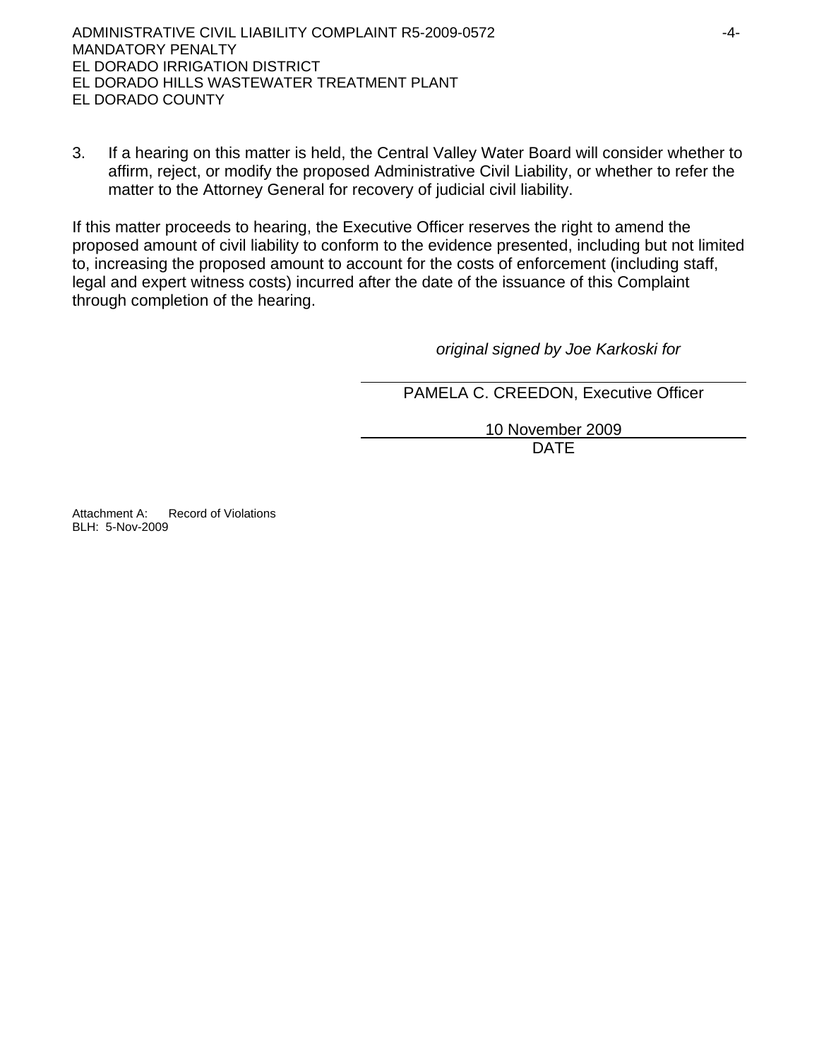3. If a hearing on this matter is held, the Central Valley Water Board will consider whether to affirm, reject, or modify the proposed Administrative Civil Liability, or whether to refer the matter to the Attorney General for recovery of judicial civil liability.

If this matter proceeds to hearing, the Executive Officer reserves the right to amend the proposed amount of civil liability to conform to the evidence presented, including but not limited to, increasing the proposed amount to account for the costs of enforcement (including staff, legal and expert witness costs) incurred after the date of the issuance of this Complaint through completion of the hearing.

*original signed by Joe Karkoski for*

PAMELA C. CREEDON, Executive Officer

10 November 2009

DATE

Attachment A: Record of Violations
BLH: 5-Nov-2009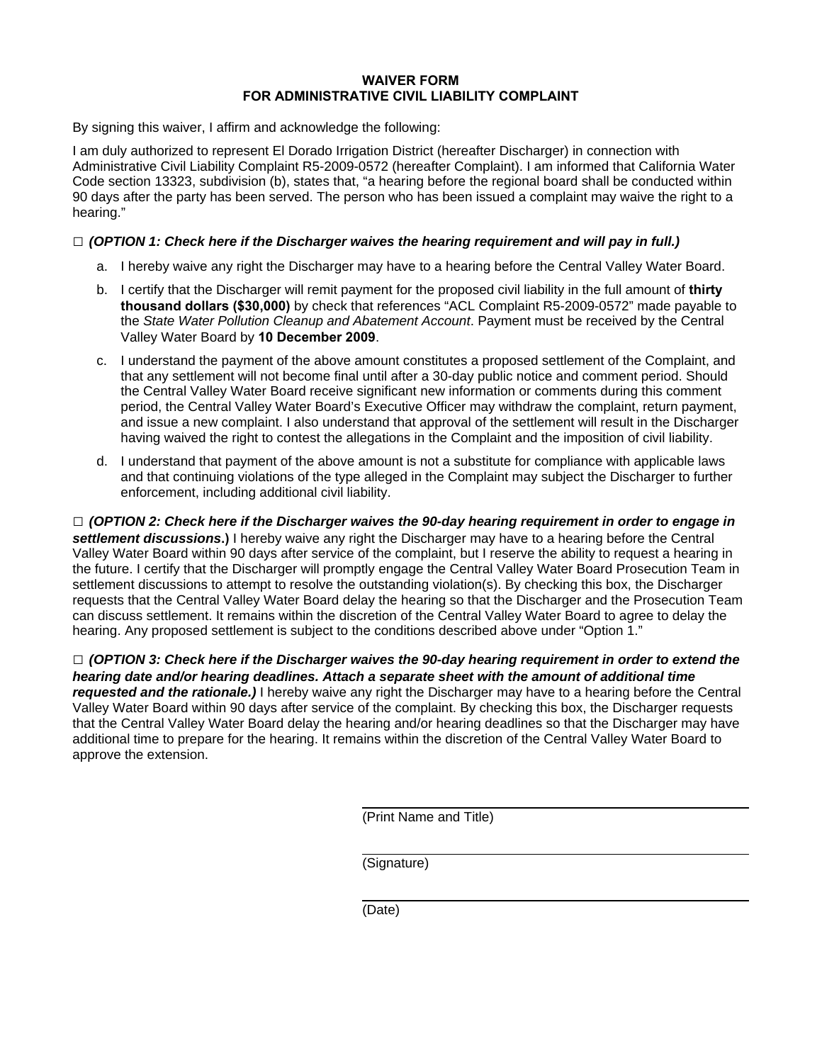# WAIVER FORM
# FOR ADMINISTRATIVE CIVIL LIABILITY COMPLAINT

By signing this waiver, I affirm and acknowledge the following:

I am duly authorized to represent El Dorado Irrigation District (hereafter Discharger) in connection with Administrative Civil Liability Complaint R5-2009-0572 (hereafter Complaint). I am informed that California Water Code section 13323, subdivision (b), states that, "a hearing before the regional board shall be conducted within 90 days after the party has been served. The person who has been issued a complaint may waive the right to a hearing."

□ ***(OPTION 1: Check here if the Discharger waives the hearing requirement and will pay in full.)***

a. I hereby waive any right the Discharger may have to a hearing before the Central Valley Water Board.

b. I certify that the Discharger will remit payment for the proposed civil liability in the full amount of **thirty thousand dollars ($30,000)** by check that references "ACL Complaint R5-2009-0572" made payable to the *State Water Pollution Cleanup and Abatement Account*. Payment must be received by the Central Valley Water Board by **10 December 2009**.

c. I understand the payment of the above amount constitutes a proposed settlement of the Complaint, and that any settlement will not become final until after a 30-day public notice and comment period. Should the Central Valley Water Board receive significant new information or comments during this comment period, the Central Valley Water Board's Executive Officer may withdraw the complaint, return payment, and issue a new complaint. I also understand that approval of the settlement will result in the Discharger having waived the right to contest the allegations in the Complaint and the imposition of civil liability.

d. I understand that payment of the above amount is not a substitute for compliance with applicable laws and that continuing violations of the type alleged in the Complaint may subject the Discharger to further enforcement, including additional civil liability.

□ ***(OPTION 2: Check here if the Discharger waives the 90-day hearing requirement in order to engage in settlement discussions*.)** I hereby waive any right the Discharger may have to a hearing before the Central Valley Water Board within 90 days after service of the complaint, but I reserve the ability to request a hearing in the future. I certify that the Discharger will promptly engage the Central Valley Water Board Prosecution Team in settlement discussions to attempt to resolve the outstanding violation(s). By checking this box, the Discharger requests that the Central Valley Water Board delay the hearing so that the Discharger and the Prosecution Team can discuss settlement. It remains within the discretion of the Central Valley Water Board to agree to delay the hearing. Any proposed settlement is subject to the conditions described above under "Option 1."

□ ***(OPTION 3: Check here if the Discharger waives the 90-day hearing requirement in order to extend the hearing date and/or hearing deadlines. Attach a separate sheet with the amount of additional time requested and the rationale.)*** I hereby waive any right the Discharger may have to a hearing before the Central Valley Water Board within 90 days after service of the complaint. By checking this box, the Discharger requests that the Central Valley Water Board delay the hearing and/or hearing deadlines so that the Discharger may have additional time to prepare for the hearing. It remains within the discretion of the Central Valley Water Board to approve the extension.

_______________________________
(Print Name and Title)

_______________________________
(Signature)

_______________________________
(Date)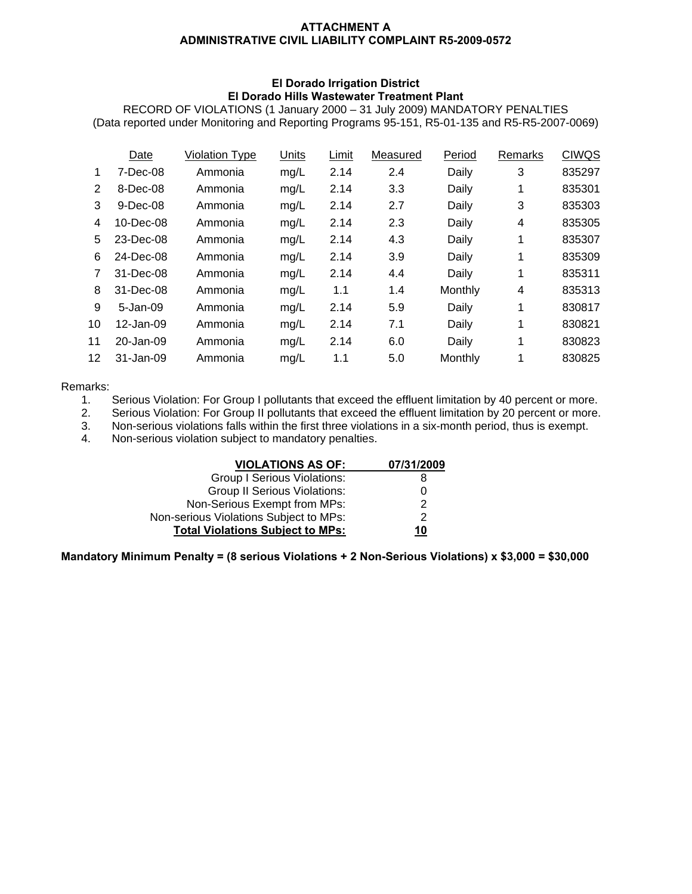**ATTACHMENT A**
**ADMINISTRATIVE CIVIL LIABILITY COMPLAINT R5-2009-0572**

**El Dorado Irrigation District**
**El Dorado Hills Wastewater Treatment Plant**
RECORD OF VIOLATIONS (1 January 2000 – 31 July 2009) MANDATORY PENALTIES
(Data reported under Monitoring and Reporting Programs 95-151, R5-01-135 and R5-R5-2007-0069)

| | Date | Violation Type | Units | Limit | Measured | Period | Remarks | CIWQS |
|---|---|---|---|---|---|---|---|---|
| 1 | 7-Dec-08 | Ammonia | mg/L | 2.14 | 2.4 | Daily | 3 | 835297 |
| 2 | 8-Dec-08 | Ammonia | mg/L | 2.14 | 3.3 | Daily | 1 | 835301 |
| 3 | 9-Dec-08 | Ammonia | mg/L | 2.14 | 2.7 | Daily | 3 | 835303 |
| 4 | 10-Dec-08 | Ammonia | mg/L | 2.14 | 2.3 | Daily | 4 | 835305 |
| 5 | 23-Dec-08 | Ammonia | mg/L | 2.14 | 4.3 | Daily | 1 | 835307 |
| 6 | 24-Dec-08 | Ammonia | mg/L | 2.14 | 3.9 | Daily | 1 | 835309 |
| 7 | 31-Dec-08 | Ammonia | mg/L | 2.14 | 4.4 | Daily | 1 | 835311 |
| 8 | 31-Dec-08 | Ammonia | mg/L | 1.1 | 1.4 | Monthly | 4 | 835313 |
| 9 | 5-Jan-09 | Ammonia | mg/L | 2.14 | 5.9 | Daily | 1 | 830817 |
| 10 | 12-Jan-09 | Ammonia | mg/L | 2.14 | 7.1 | Daily | 1 | 830821 |
| 11 | 20-Jan-09 | Ammonia | mg/L | 2.14 | 6.0 | Daily | 1 | 830823 |
| 12 | 31-Jan-09 | Ammonia | mg/L | 1.1 | 5.0 | Monthly | 1 | 830825 |

Remarks:
1. Serious Violation: For Group I pollutants that exceed the effluent limitation by 40 percent or more.
2. Serious Violation: For Group II pollutants that exceed the effluent limitation by 20 percent or more.
3. Non-serious violations falls within the first three violations in a six-month period, thus is exempt.
4. Non-serious violation subject to mandatory penalties.

| **VIOLATIONS AS OF:** | **07/31/2009** |
|---|---|
| Group I Serious Violations: | 8 |
| Group II Serious Violations: | 0 |
| Non-Serious Exempt from MPs: | 2 |
| Non-serious Violations Subject to MPs: | 2 |
| **Total Violations Subject to MPs:** | **10** |

**Mandatory Minimum Penalty = (8 serious Violations + 2 Non-Serious Violations) x $3,000 = $30,000**